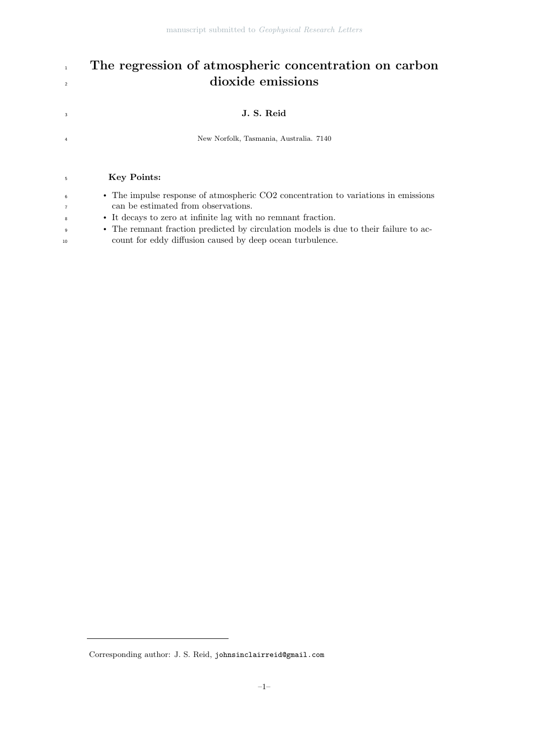# The regression of atmospheric concentration on carbon dioxide emissions

**J. S. Reid**

New Norfolk, Tasmania, Australia. 7140

## Key Points:

- The impulse response of atmospheric CO2 concentration to variations in emissions can be estimated from observations.
- It decays to zero at infinite lag with no remnant fraction.
- The remnant fraction predicted by circulation models is due to their failure to account for eddy diffusion caused by deep ocean turbulence.

---

Corresponding author: J. S. Reid, `johnsinclairreid@gmail.com`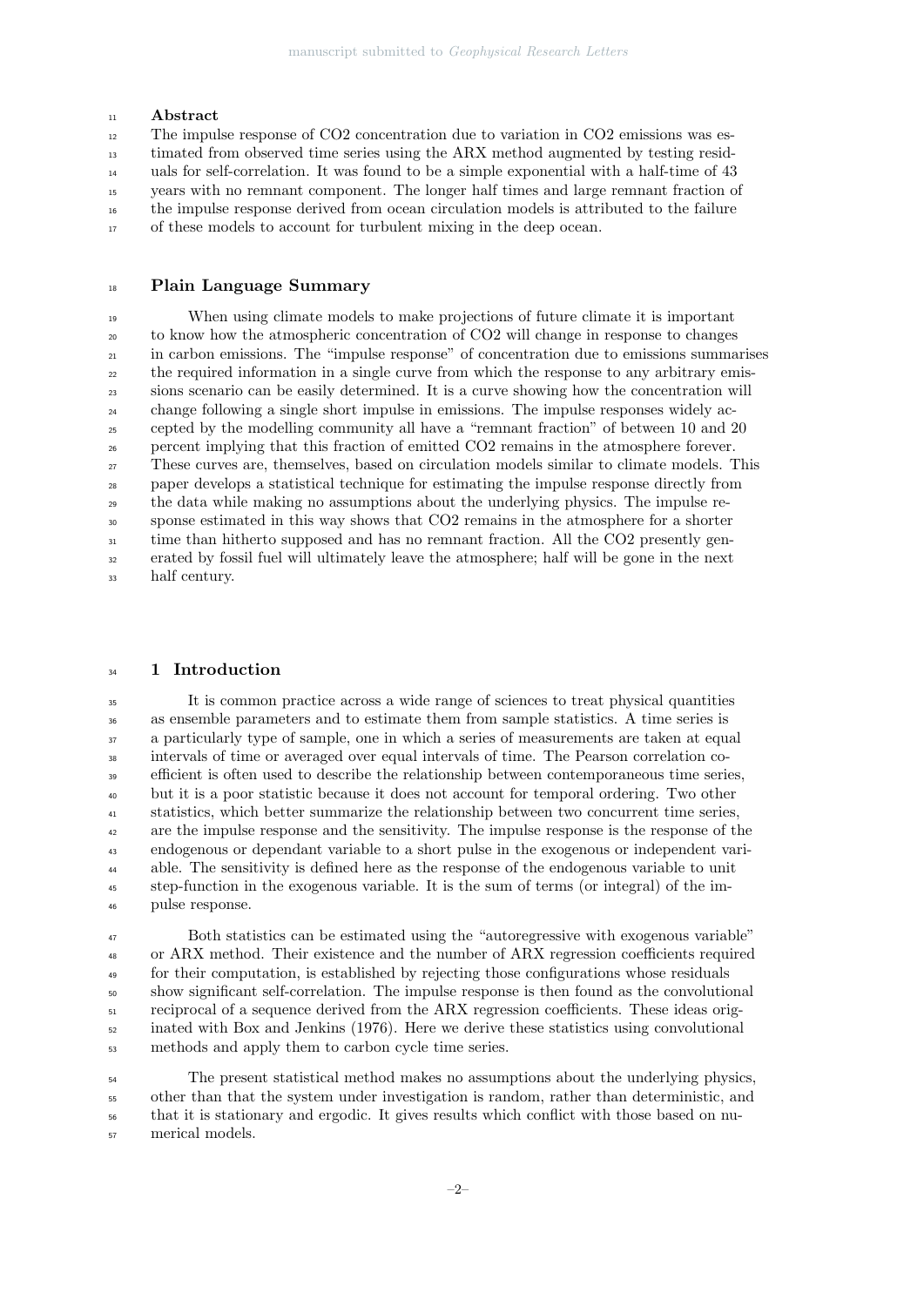## Abstract

The impulse response of CO2 concentration due to variation in CO2 emissions was estimated from observed time series using the ARX method augmented by testing residuals for self-correlation. It was found to be a simple exponential with a half-time of 43 years with no remnant component. The longer half times and large remnant fraction of the impulse response derived from ocean circulation models is attributed to the failure of these models to account for turbulent mixing in the deep ocean.

## Plain Language Summary

When using climate models to make projections of future climate it is important to know how the atmospheric concentration of CO2 will change in response to changes in carbon emissions. The "impulse response" of concentration due to emissions summarises the required information in a single curve from which the response to any arbitrary emissions scenario can be easily determined. It is a curve showing how the concentration will change following a single short impulse in emissions. The impulse responses widely accepted by the modelling community all have a "remnant fraction" of between 10 and 20 percent implying that this fraction of emitted CO2 remains in the atmosphere forever. These curves are, themselves, based on circulation models similar to climate models. This paper develops a statistical technique for estimating the impulse response directly from the data while making no assumptions about the underlying physics. The impulse response estimated in this way shows that CO2 remains in the atmosphere for a shorter time than hitherto supposed and has no remnant fraction. All the CO2 presently generated by fossil fuel will ultimately leave the atmosphere; half will be gone in the next half century.

## 1 Introduction

It is common practice across a wide range of sciences to treat physical quantities as ensemble parameters and to estimate them from sample statistics. A time series is a particularly type of sample, one in which a series of measurements are taken at equal intervals of time or averaged over equal intervals of time. The Pearson correlation coefficient is often used to describe the relationship between contemporaneous time series, but it is a poor statistic because it does not account for temporal ordering. Two other statistics, which better summarize the relationship between two concurrent time series, are the impulse response and the sensitivity. The impulse response is the response of the endogenous or dependant variable to a short pulse in the exogenous or independent variable. The sensitivity is defined here as the response of the endogenous variable to unit step-function in the exogenous variable. It is the sum of terms (or integral) of the impulse response.

Both statistics can be estimated using the "autoregressive with exogenous variable" or ARX method. Their existence and the number of ARX regression coefficients required for their computation, is established by rejecting those configurations whose residuals show significant self-correlation. The impulse response is then found as the convolutional reciprocal of a sequence derived from the ARX regression coefficients. These ideas originated with Box and Jenkins (1976). Here we derive these statistics using convolutional methods and apply them to carbon cycle time series.

The present statistical method makes no assumptions about the underlying physics, other than that the system under investigation is random, rather than deterministic, and that it is stationary and ergodic. It gives results which conflict with those based on numerical models.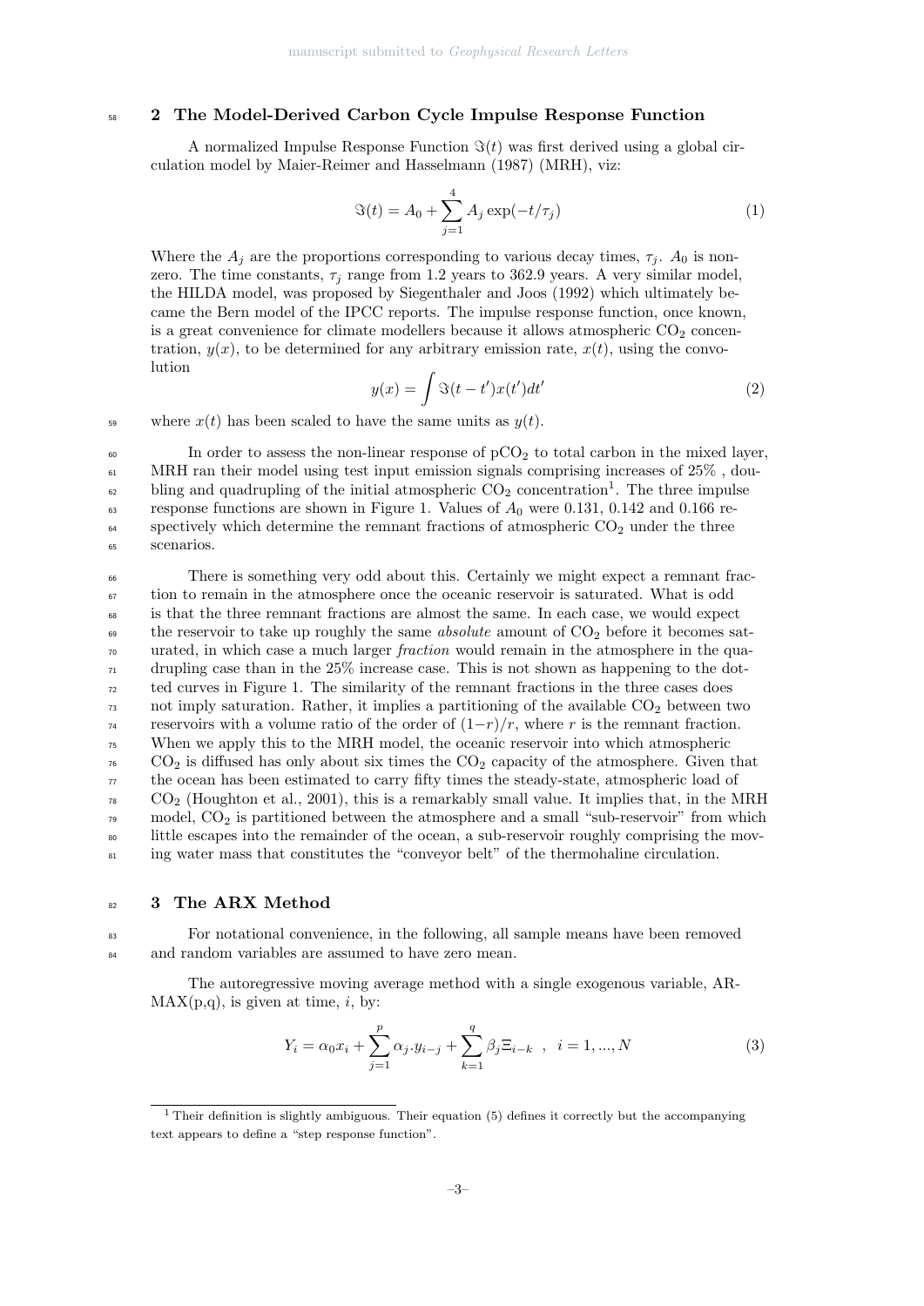## 2 The Model-Derived Carbon Cycle Impulse Response Function

A normalized Impulse Response Function $\Im(t)$ was first derived using a global circulation model by Maier-Reimer and Hasselmann (1987) (MRH), viz:

$$\Im(t) = A_0 + \sum_{j=1}^{4} A_j \exp(-t/\tau_j) \tag{1}$$

Where the $A_j$ are the proportions corresponding to various decay times, $\tau_j$. $A_0$ is nonzero. The time constants, $\tau_j$ range from 1.2 years to 362.9 years. A very similar model, the HILDA model, was proposed by Siegenthaler and Joos (1992) which ultimately became the Bern model of the IPCC reports. The impulse response function, once known, is a great convenience for climate modellers because it allows atmospheric $CO_2$ concentration, $y(x)$, to be determined for any arbitrary emission rate, $x(t)$, using the convolution

$$y(x) = \int \Im(t - t')x(t')dt' \tag{2}$$

where $x(t)$ has been scaled to have the same units as $y(t)$.

In order to assess the non-linear response of $pCO_2$ to total carbon in the mixed layer, MRH ran their model using test input emission signals comprising increases of 25% , doubling and quadrupling of the initial atmospheric $CO_2$ concentration[1]. The three impulse response functions are shown in Figure 1. Values of $A_0$ were 0.131, 0.142 and 0.166 respectively which determine the remnant fractions of atmospheric $CO_2$ under the three scenarios.

There is something very odd about this. Certainly we might expect a remnant fraction to remain in the atmosphere once the oceanic reservoir is saturated. What is odd is that the three remnant fractions are almost the same. In each case, we would expect the reservoir to take up roughly the same *absolute* amount of $CO_2$ before it becomes saturated, in which case a much larger *fraction* would remain in the atmosphere in the quadrupling case than in the 25% increase case. This is not shown as happening to the dotted curves in Figure 1. The similarity of the remnant fractions in the three cases does not imply saturation. Rather, it implies a partitioning of the available $CO_2$ between two reservoirs with a volume ratio of the order of $(1-r)/r$, where $r$ is the remnant fraction. When we apply this to the MRH model, the oceanic reservoir into which atmospheric $CO_2$ is diffused has only about six times the $CO_2$ capacity of the atmosphere. Given that the ocean has been estimated to carry fifty times the steady-state, atmospheric load of $CO_2$ (Houghton et al., 2001), this is a remarkably small value. It implies that, in the MRH model, $CO_2$ is partitioned between the atmosphere and a small "sub-reservoir" from which little escapes into the remainder of the ocean, a sub-reservoir roughly comprising the moving water mass that constitutes the "conveyor belt" of the thermohaline circulation.

## 3 The ARX Method

For notational convenience, in the following, all sample means have been removed and random variables are assumed to have zero mean.

The autoregressive moving average method with a single exogenous variable, ARMAX(p,q), is given at time, $i$, by:

$$Y_i = \alpha_0 x_i + \sum_{j=1}^{p} \alpha_j . y_{i-j} + \sum_{k=1}^{q} \beta_j \Xi_{i-k} \ \ , \ \ i = 1, ..., N \tag{3}$$

[1] Their definition is slightly ambiguous. Their equation (5) defines it correctly but the accompanying text appears to define a "step response function".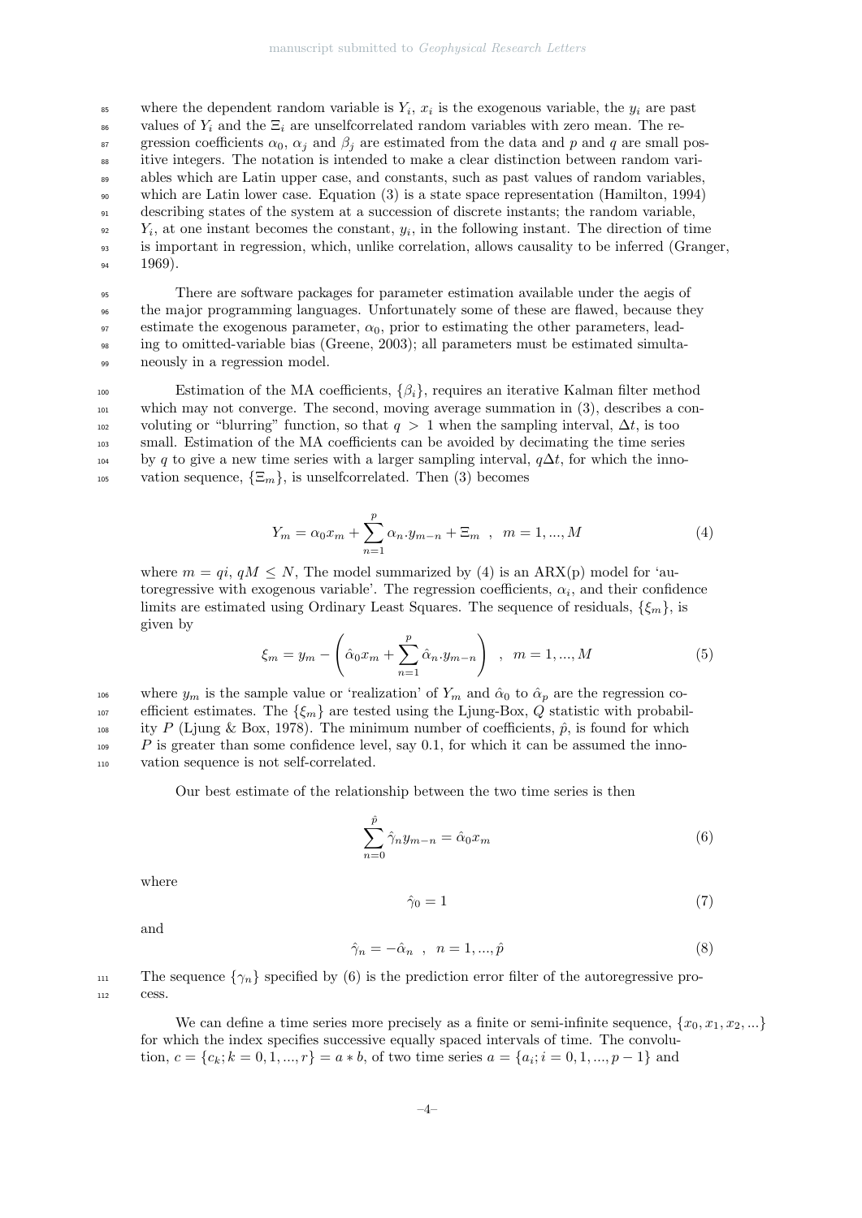where the dependent random variable is $Y_i$, $x_i$ is the exogenous variable, the $y_i$ are past values of $Y_i$ and the $\Xi_i$ are unselfcorrelated random variables with zero mean. The regression coefficients $\alpha_0$, $\alpha_j$ and $\beta_j$ are estimated from the data and $p$ and $q$ are small positive integers. The notation is intended to make a clear distinction between random variables which are Latin upper case, and constants, such as past values of random variables, which are Latin lower case. Equation (3) is a state space representation (Hamilton, 1994) describing states of the system at a succession of discrete instants; the random variable, $Y_i$, at one instant becomes the constant, $y_i$, in the following instant. The direction of time is important in regression, which, unlike correlation, allows causality to be inferred (Granger, 1969).

There are software packages for parameter estimation available under the aegis of the major programming languages. Unfortunately some of these are flawed, because they estimate the exogenous parameter, $\alpha_0$, prior to estimating the other parameters, leading to omitted-variable bias (Greene, 2003); all parameters must be estimated simultaneously in a regression model.

Estimation of the MA coefficients, $\{\beta_i\}$, requires an iterative Kalman filter method which may not converge. The second, moving average summation in (3), describes a convoluting or "blurring" function, so that $q > 1$ when the sampling interval, $\Delta t$, is too small. Estimation of the MA coefficients can be avoided by decimating the time series by $q$ to give a new time series with a larger sampling interval, $q\Delta t$, for which the innovation sequence, $\{\Xi_m\}$, is unselfcorrelated. Then (3) becomes

$$Y_m = \alpha_0 x_m + \sum_{n=1}^{p} \alpha_n . y_{m-n} + \Xi_m \quad , \quad m = 1, ..., M \tag{4}$$

where $m = qi$, $qM \leq N$, The model summarized by (4) is an ARX(p) model for 'autoregressive with exogenous variable'. The regression coefficients, $\alpha_i$, and their confidence limits are estimated using Ordinary Least Squares. The sequence of residuals, $\{\xi_m\}$, is given by

$$\xi_m = y_m - \left( \hat{\alpha}_0 x_m + \sum_{n=1}^{p} \hat{\alpha}_n . y_{m-n} \right) \quad , \quad m = 1, ..., M \tag{5}$$

where $y_m$ is the sample value or 'realization' of $Y_m$ and $\hat{\alpha}_0$ to $\hat{\alpha}_p$ are the regression coefficient estimates. The $\{\xi_m\}$ are tested using the Ljung-Box, $Q$ statistic with probability $P$ (Ljung & Box, 1978). The minimum number of coefficients, $\hat{p}$, is found for which $P$ is greater than some confidence level, say 0.1, for which it can be assumed the innovation sequence is not self-correlated.

Our best estimate of the relationship between the two time series is then

$$\sum_{n=0}^{\hat{p}} \hat{\gamma}_n y_{m-n} = \hat{\alpha}_0 x_m \tag{6}$$

where

$$\hat{\gamma}_0 = 1 \tag{7}$$

and

$$\hat{\gamma}_n = -\hat{\alpha}_n \quad , \quad n = 1, ..., \hat{p} \tag{8}$$

The sequence $\{\gamma_n\}$ specified by (6) is the prediction error filter of the autoregressive process.

We can define a time series more precisely as a finite or semi-infinite sequence, $\{x_0, x_1, x_2, ...\}$ for which the index specifies successive equally spaced intervals of time. The convolution, $c = \{c_k; k = 0, 1, ..., r\} = a * b$, of two time series $a = \{a_i; i = 0, 1, ..., p-1\}$ and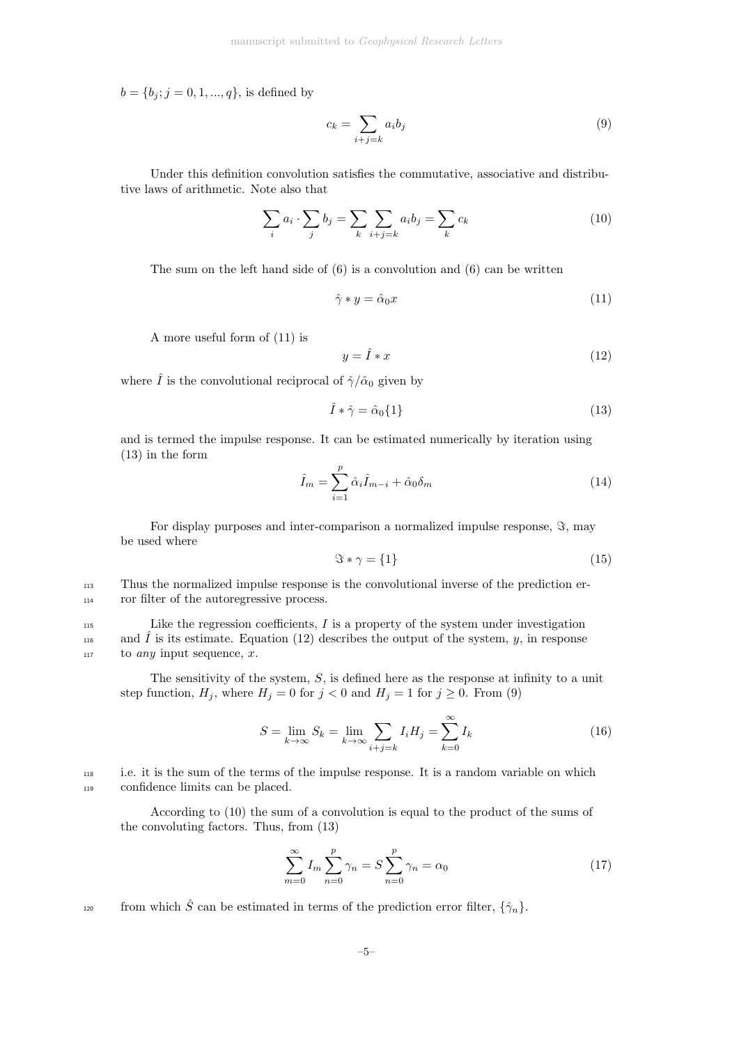$b = \{b_j; j = 0, 1, ..., q\}$, is defined by

$$c_k = \sum_{i+j=k} a_i b_j \tag{9}$$

Under this definition convolution satisfies the commutative, associative and distributive laws of arithmetic. Note also that

$$\sum_i a_i \cdot \sum_j b_j = \sum_k \sum_{i+j=k} a_i b_j = \sum_k c_k \tag{10}$$

The sum on the left hand side of (6) is a convolution and (6) can be written

$$\hat{\gamma} * y = \hat{\alpha}_0 x \tag{11}$$

A more useful form of (11) is

$$y = \hat{I} * x \tag{12}$$

where $\hat{I}$ is the convolutional reciprocal of $\hat{\gamma}/\hat{\alpha}_0$ given by

$$\hat{I} * \hat{\gamma} = \hat{\alpha}_0\{1\} \tag{13}$$

and is termed the impulse response. It can be estimated numerically by iteration using (13) in the form

$$\hat{I}_m = \sum_{i=1}^{p} \hat{\alpha}_i \hat{I}_{m-i} + \hat{\alpha}_0 \delta_m \tag{14}$$

For display purposes and inter-comparison a normalized impulse response, $\Im$, may be used where

$$\Im * \gamma = \{1\} \tag{15}$$

Thus the normalized impulse response is the convolutional inverse of the prediction error filter of the autoregressive process.

Like the regression coefficients, $I$ is a property of the system under investigation and $\hat{I}$ is its estimate. Equation (12) describes the output of the system, $y$, in response to *any* input sequence, $x$.

The sensitivity of the system, $S$, is defined here as the response at infinity to a unit step function, $H_j$, where $H_j = 0$ for $j < 0$ and $H_j = 1$ for $j \geq 0$. From (9)

$$S = \lim_{k\to\infty} S_k = \lim_{k\to\infty} \sum_{i+j=k} I_i H_j = \sum_{k=0}^{\infty} I_k \tag{16}$$

i.e. it is the sum of the terms of the impulse response. It is a random variable on which confidence limits can be placed.

According to (10) the sum of a convolution is equal to the product of the sums of the convoluting factors. Thus, from (13)

$$\sum_{m=0}^{\infty} I_m \sum_{n=0}^{p} \gamma_n = S \sum_{n=0}^{p} \gamma_n = \alpha_0 \tag{17}$$

from which $\hat{S}$ can be estimated in terms of the prediction error filter, $\{\hat{\gamma}_n\}$.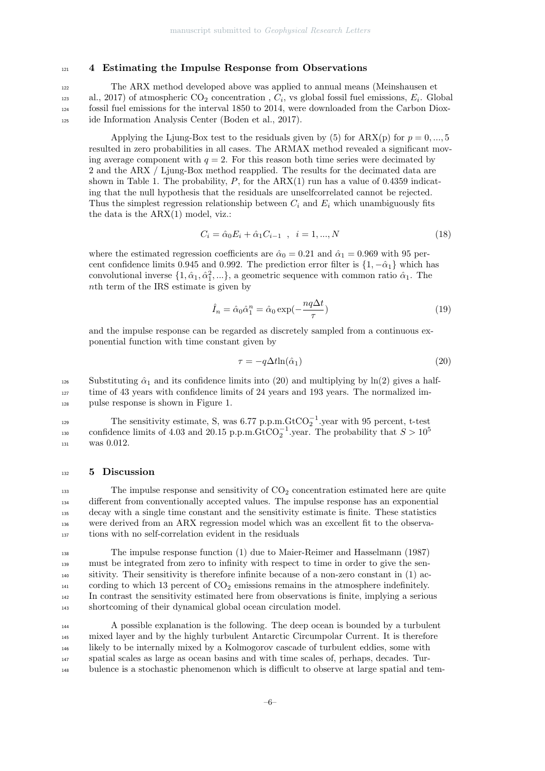## 4 Estimating the Impulse Response from Observations

The ARX method developed above was applied to annual means (Meinshausen et al., 2017) of atmospheric $CO_2$ concentration , $C_i$, vs global fossil fuel emissions, $E_i$. Global fossil fuel emissions for the interval 1850 to 2014, were downloaded from the Carbon Dioxide Information Analysis Center (Boden et al., 2017).

Applying the Ljung-Box test to the residuals given by (5) for ARX(p) for $p = 0, ..., 5$ resulted in zero probabilities in all cases. The ARMAX method revealed a significant moving average component with $q = 2$. For this reason both time series were decimated by 2 and the ARX / Ljung-Box method reapplied. The results for the decimated data are shown in Table 1. The probability, $P$, for the ARX(1) run has a value of 0.4359 indicating that the null hypothesis that the residuals are unselfcorrelated cannot be rejected. Thus the simplest regression relationship between $C_i$ and $E_i$ which unambiguously fits the data is the ARX(1) model, viz.:

$$C_i = \hat{\alpha}_0 E_i + \hat{\alpha}_1 C_{i-1} \ \ , \ \ i = 1, ..., N \tag{18}$$

where the estimated regression coefficients are $\hat{\alpha}_0 = 0.21$ and $\hat{\alpha}_1 = 0.969$ with 95 percent confidence limits 0.945 and 0.992. The prediction error filter is $\{1, -\hat{\alpha}_1\}$ which has convolutional inverse $\{1, \hat{\alpha}_1, \hat{\alpha}_1^2, ...\}$, a geometric sequence with common ratio $\hat{\alpha}_1$. The $n$th term of the IRS estimate is given by

$$\hat{I}_n = \hat{\alpha}_0 \hat{\alpha}_1^n = \hat{\alpha}_0 \exp(-\frac{nq\Delta t}{\tau}) \tag{19}$$

and the impulse response can be regarded as discretely sampled from a continuous exponential function with time constant given by

$$\tau = -q\Delta t \ln(\hat{\alpha}_1) \tag{20}$$

Substituting $\hat{\alpha}_1$ and its confidence limits into (20) and multiplying by ln(2) gives a half-time of 43 years with confidence limits of 24 years and 193 years. The normalized impulse response is shown in Figure 1.

The sensitivity estimate, S, was 6.77 p.p.m.$GtCO_2^{-1}$.year with 95 percent, t-test confidence limits of 4.03 and 20.15 p.p.m.$GtCO_2^{-1}$.year. The probability that $S > 10^5$ was 0.012.

## 5 Discussion

The impulse response and sensitivity of $CO_2$ concentration estimated here are quite different from conventionally accepted values. The impulse response has an exponential decay with a single time constant and the sensitivity estimate is finite. These statistics were derived from an ARX regression model which was an excellent fit to the observations with no self-correlation evident in the residuals

The impulse response function (1) due to Maier-Reimer and Hasselmann (1987) must be integrated from zero to infinity with respect to time in order to give the sensitivity. Their sensitivity is therefore infinite because of a non-zero constant in (1) according to which 13 percent of $CO_2$ emissions remains in the atmosphere indefinitely. In contrast the sensitivity estimated here from observations is finite, implying a serious shortcoming of their dynamical global ocean circulation model.

A possible explanation is the following. The deep ocean is bounded by a turbulent mixed layer and by the highly turbulent Antarctic Circumpolar Current. It is therefore likely to be internally mixed by a Kolmogorov cascade of turbulent eddies, some with spatial scales as large as ocean basins and with time scales of, perhaps, decades. Turbulence is a stochastic phenomenon which is difficult to observe at large spatial and tem-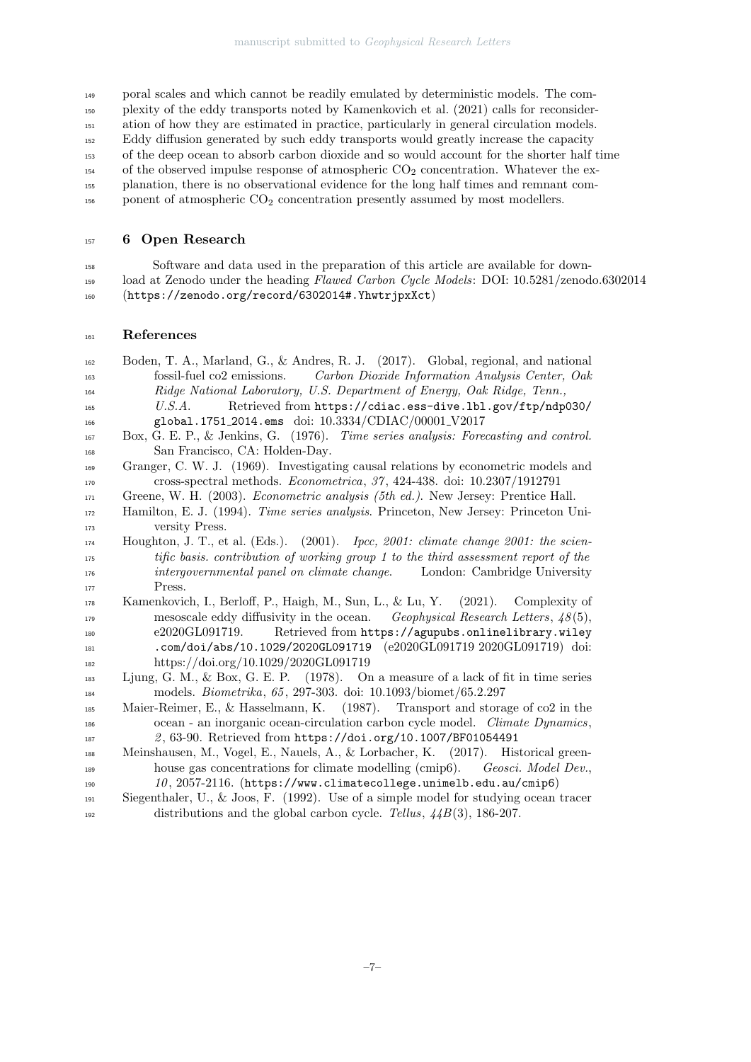poral scales and which cannot be readily emulated by deterministic models. The complexity of the eddy transports noted by Kamenkovich et al. (2021) calls for reconsideration of how they are estimated in practice, particularly in general circulation models. Eddy diffusion generated by such eddy transports would greatly increase the capacity of the deep ocean to absorb carbon dioxide and so would account for the shorter half time of the observed impulse response of atmospheric $CO_2$ concentration. Whatever the explanation, there is no observational evidence for the long half times and remnant component of atmospheric $CO_2$ concentration presently assumed by most modellers.

## 6 Open Research

Software and data used in the preparation of this article are available for download at Zenodo under the heading *Flawed Carbon Cycle Models*: DOI: 10.5281/zenodo.6302014 (`https://zenodo.org/record/6302014#.YhwtrjpxXct`)

## References

Boden, T. A., Marland, G., & Andres, R. J. (2017). Global, regional, and national fossil-fuel co2 emissions. *Carbon Dioxide Information Analysis Center, Oak Ridge National Laboratory, U.S. Department of Energy, Oak Ridge, Tenn., U.S.A.* Retrieved from `https://cdiac.ess-dive.lbl.gov/ftp/ndp030/global.1751_2014.ems` doi: 10.3334/CDIAC/00001_V2017

Box, G. E. P., & Jenkins, G. (1976). *Time series analysis: Forecasting and control.* San Francisco, CA: Holden-Day.

Granger, C. W. J. (1969). Investigating causal relations by econometric models and cross-spectral methods. *Econometrica*, *37*, 424-438. doi: 10.2307/1912791

Greene, W. H. (2003). *Econometric analysis (5th ed.).* New Jersey: Prentice Hall.

Hamilton, E. J. (1994). *Time series analysis*. Princeton, New Jersey: Princeton University Press.

Houghton, J. T., et al. (Eds.). (2001). *Ipcc, 2001: climate change 2001: the scientific basis. contribution of working group 1 to the third assessment report of the intergovernmental panel on climate change.* London: Cambridge University Press.

Kamenkovich, I., Berloff, P., Haigh, M., Sun, L., & Lu, Y. (2021). Complexity of mesoscale eddy diffusivity in the ocean. *Geophysical Research Letters*, *48*(5), e2020GL091719. Retrieved from `https://agupubs.onlinelibrary.wiley.com/doi/abs/10.1029/2020GL091719` (e2020GL091719 2020GL091719) doi: https://doi.org/10.1029/2020GL091719

Ljung, G. M., & Box, G. E. P. (1978). On a measure of a lack of fit in time series models. *Biometrika*, *65*, 297-303. doi: 10.1093/biomet/65.2.297

Maier-Reimer, E., & Hasselmann, K. (1987). Transport and storage of co2 in the ocean - an inorganic ocean-circulation carbon cycle model. *Climate Dynamics*, *2*, 63-90. Retrieved from `https://doi.org/10.1007/BF01054491`

Meinshausen, M., Vogel, E., Nauels, A., & Lorbacher, K. (2017). Historical greenhouse gas concentrations for climate modelling (cmip6). *Geosci. Model Dev.*, *10*, 2057-2116. (`https://www.climatecollege.unimelb.edu.au/cmip6`)

Siegenthaler, U., & Joos, F. (1992). Use of a simple model for studying ocean tracer distributions and the global carbon cycle. *Tellus*, *44B*(3), 186-207.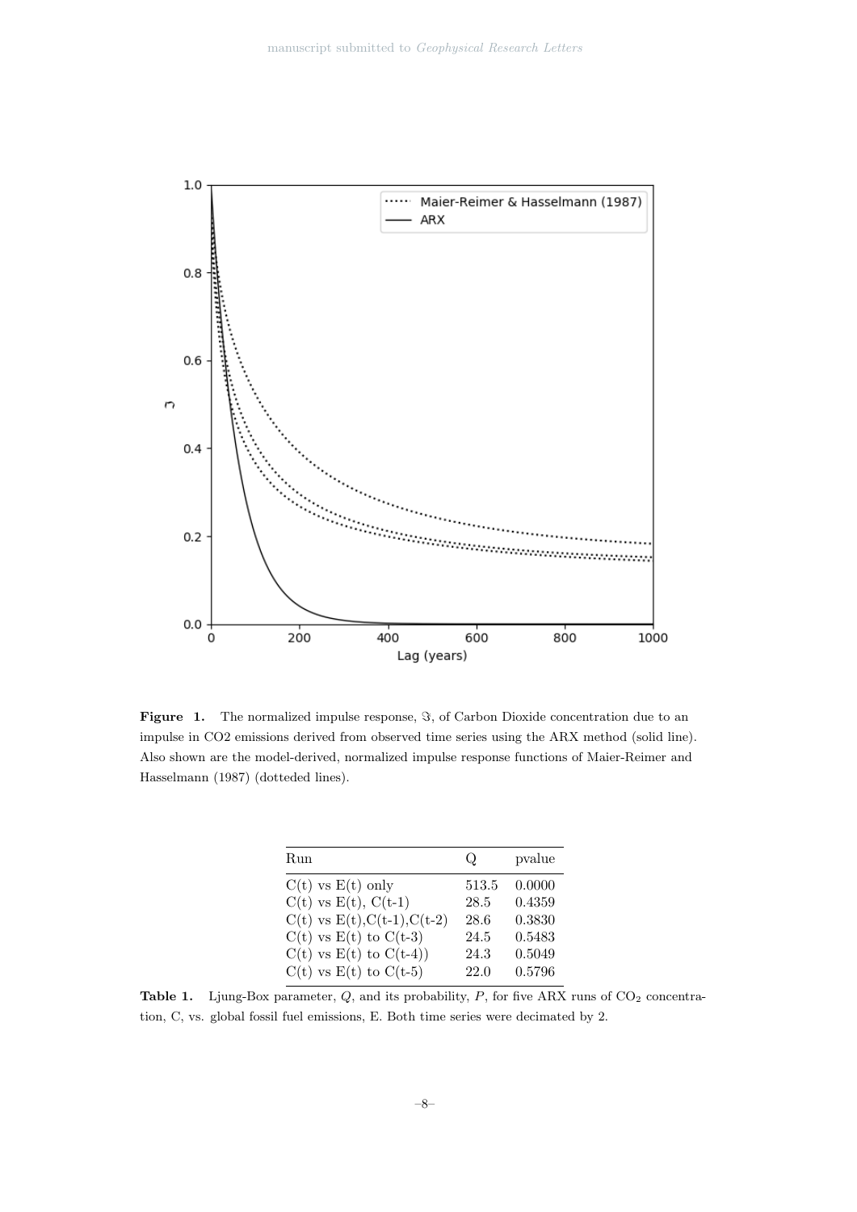1.0
0.8
0.6
0.4
0.2
0.0

ℑ

0
200
400
600
800
1000

Lag (years)

Maier-Reimer & Hasselmann (1987)
ARX

**Figure 1.** The normalized impulse response, $\Im$, of Carbon Dioxide concentration due to an impulse in CO2 emissions derived from observed time series using the ARX method (solid line). Also shown are the model-derived, normalized impulse response functions of Maier-Reimer and Hasselmann (1987) (dotteded lines).

| Run | Q | pvalue |
|---|---|---|
| C(t) vs E(t) only | 513.5 | 0.0000 |
| C(t) vs E(t), C(t-1) | 28.5 | 0.4359 |
| C(t) vs E(t),C(t-1),C(t-2) | 28.6 | 0.3830 |
| C(t) vs E(t) to C(t-3) | 24.5 | 0.5483 |
| C(t) vs E(t) to C(t-4)) | 24.3 | 0.5049 |
| C(t) vs E(t) to C(t-5) | 22.0 | 0.5796 |

**Table 1.** Ljung-Box parameter, $Q$, and its probability, $P$, for five ARX runs of $CO_2$ concentration, C, vs. global fossil fuel emissions, E. Both time series were decimated by 2.